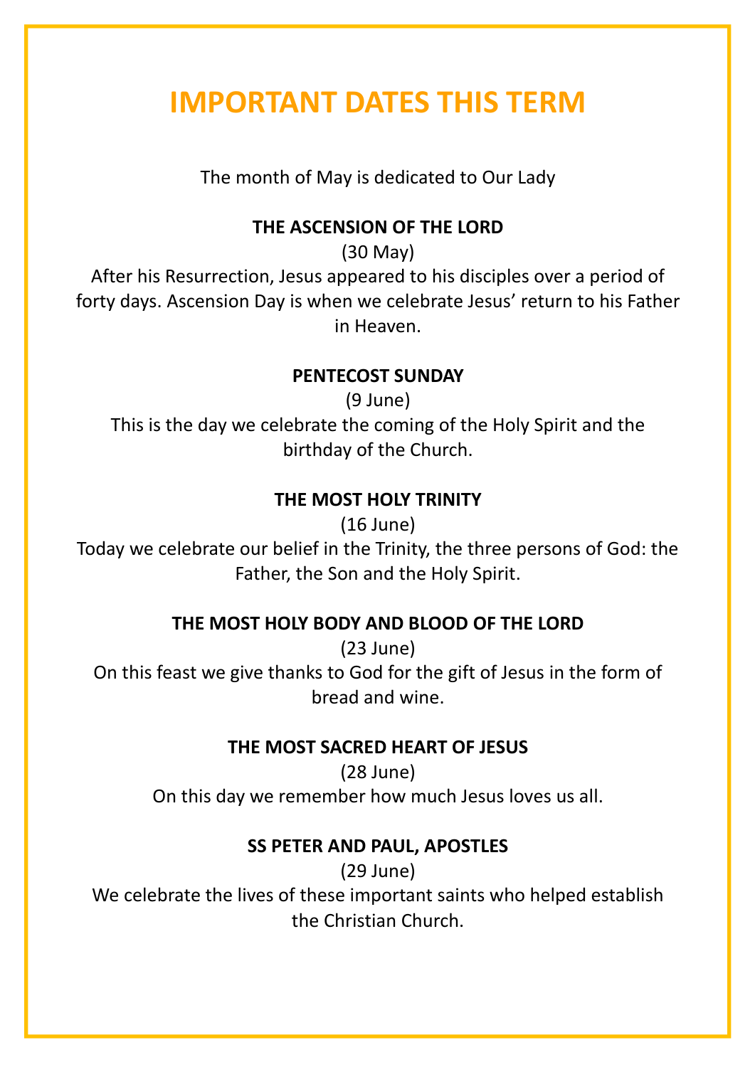# IMPORTANT DATES THIS TERM

The month of May is dedicated to Our Lady

**THE ASCENSION OF THE LORD**

(30 May)

After his Resurrection, Jesus appeared to his disciples over a period of forty days. Ascension Day is when we celebrate Jesus' return to his Father in Heaven.

**PENTECOST SUNDAY**

(9 June)

This is the day we celebrate the coming of the Holy Spirit and the birthday of the Church.

**THE MOST HOLY TRINITY**

(16 June)

Today we celebrate our belief in the Trinity, the three persons of God: the Father, the Son and the Holy Spirit.

**THE MOST HOLY BODY AND BLOOD OF THE LORD**

(23 June)

On this feast we give thanks to God for the gift of Jesus in the form of bread and wine.

**THE MOST SACRED HEART OF JESUS**

(28 June)

On this day we remember how much Jesus loves us all.

**SS PETER AND PAUL, APOSTLES**

(29 June)

We celebrate the lives of these important saints who helped establish the Christian Church.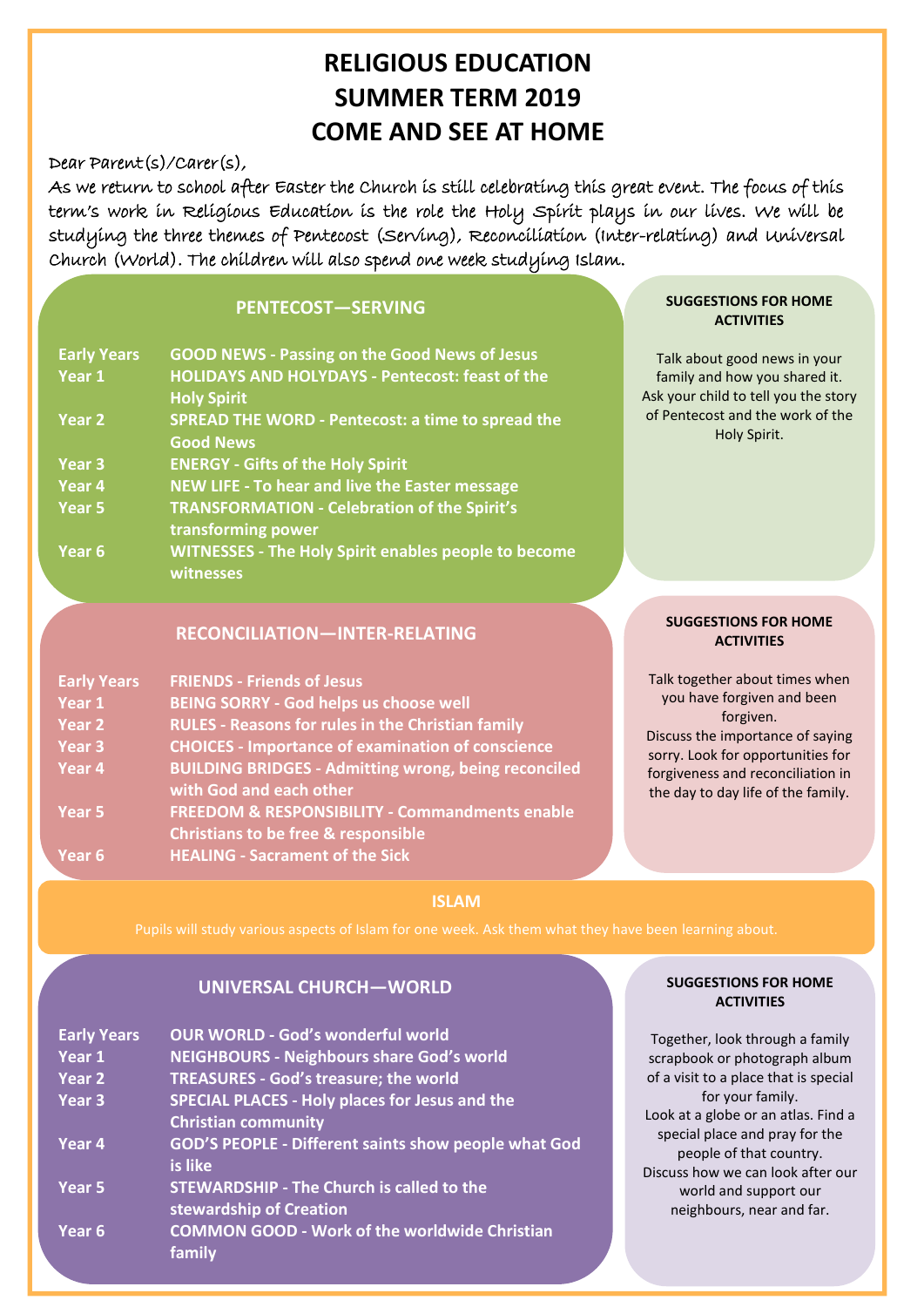# RELIGIOUS EDUCATION
# SUMMER TERM 2019
# COME AND SEE AT HOME

Dear Parent(s)/Carer(s),

As we return to school after Easter the Church is still celebrating this great event. The focus of this term's work in Religious Education is the role the Holy Spirit plays in our lives. We will be studying the three themes of Pentecost (Serving), Reconciliation (Inter-relating) and Universal Church (World). The children will also spend one week studying Islam.

## PENTECOST—SERVING

| | |
|---|---|
| Early Years | GOOD NEWS - Passing on the Good News of Jesus |
| Year 1 | HOLIDAYS AND HOLYDAYS - Pentecost: feast of the Holy Spirit |
| Year 2 | SPREAD THE WORD - Pentecost: a time to spread the Good News |
| Year 3 | ENERGY - Gifts of the Holy Spirit |
| Year 4 | NEW LIFE - To hear and live the Easter message |
| Year 5 | TRANSFORMATION - Celebration of the Spirit's transforming power |
| Year 6 | WITNESSES - The Holy Spirit enables people to become witnesses |

### SUGGESTIONS FOR HOME ACTIVITIES

Talk about good news in your family and how you shared it. Ask your child to tell you the story of Pentecost and the work of the Holy Spirit.

## RECONCILIATION—INTER-RELATING

| | |
|---|---|
| Early Years | FRIENDS - Friends of Jesus |
| Year 1 | BEING SORRY - God helps us choose well |
| Year 2 | RULES - Reasons for rules in the Christian family |
| Year 3 | CHOICES - Importance of examination of conscience |
| Year 4 | BUILDING BRIDGES - Admitting wrong, being reconciled with God and each other |
| Year 5 | FREEDOM & RESPONSIBILITY - Commandments enable Christians to be free & responsible |
| Year 6 | HEALING - Sacrament of the Sick |

### SUGGESTIONS FOR HOME ACTIVITIES

Talk together about times when you have forgiven and been forgiven.
Discuss the importance of saying sorry. Look for opportunities for forgiveness and reconciliation in the day to day life of the family.

## ISLAM

Pupils will study various aspects of Islam for one week. Ask them what they have been learning about.

## UNIVERSAL CHURCH—WORLD

| | |
|---|---|
| Early Years | OUR WORLD - God's wonderful world |
| Year 1 | NEIGHBOURS - Neighbours share God's world |
| Year 2 | TREASURES - God's treasure; the world |
| Year 3 | SPECIAL PLACES - Holy places for Jesus and the Christian community |
| Year 4 | GOD'S PEOPLE - Different saints show people what God is like |
| Year 5 | STEWARDSHIP - The Church is called to the stewardship of Creation |
| Year 6 | COMMON GOOD - Work of the worldwide Christian family |

### SUGGESTIONS FOR HOME ACTIVITIES

Together, look through a family scrapbook or photograph album of a visit to a place that is special for your family.
Look at a globe or an atlas. Find a special place and pray for the people of that country.
Discuss how we can look after our world and support our neighbours, near and far.